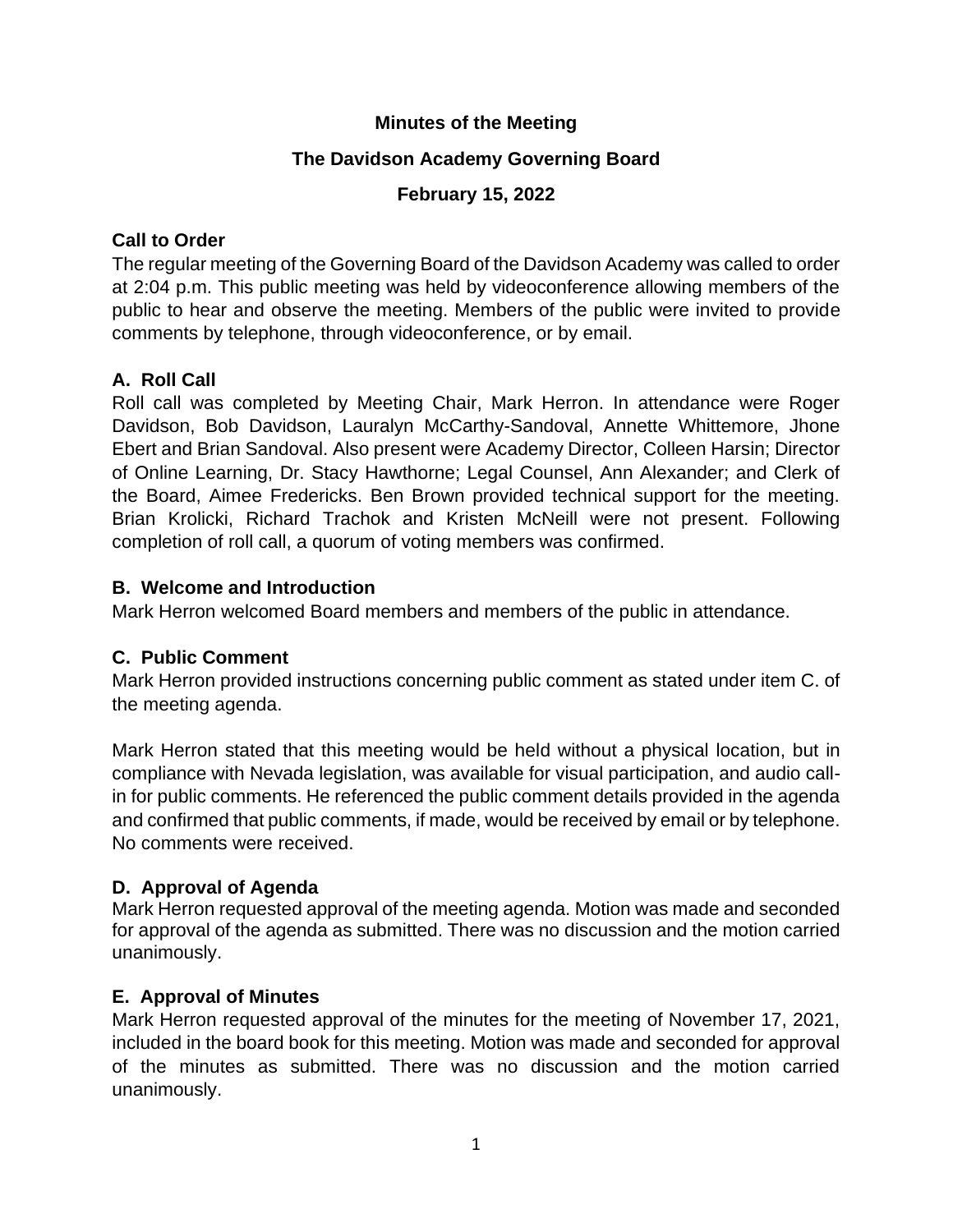**Minutes of the Meeting**

**The Davidson Academy Governing Board**

**February 15, 2022**

## Call to Order

The regular meeting of the Governing Board of the Davidson Academy was called to order at 2:04 p.m. This public meeting was held by videoconference allowing members of the public to hear and observe the meeting. Members of the public were invited to provide comments by telephone, through videoconference, or by email.

## A. Roll Call

Roll call was completed by Meeting Chair, Mark Herron. In attendance were Roger Davidson, Bob Davidson, Lauralyn McCarthy-Sandoval, Annette Whittemore, Jhone Ebert and Brian Sandoval. Also present were Academy Director, Colleen Harsin; Director of Online Learning, Dr. Stacy Hawthorne; Legal Counsel, Ann Alexander; and Clerk of the Board, Aimee Fredericks. Ben Brown provided technical support for the meeting. Brian Krolicki, Richard Trachok and Kristen McNeill were not present. Following completion of roll call, a quorum of voting members was confirmed.

## B. Welcome and Introduction

Mark Herron welcomed Board members and members of the public in attendance.

## C. Public Comment

Mark Herron provided instructions concerning public comment as stated under item C. of the meeting agenda.

Mark Herron stated that this meeting would be held without a physical location, but in compliance with Nevada legislation, was available for visual participation, and audio call-in for public comments. He referenced the public comment details provided in the agenda and confirmed that public comments, if made, would be received by email or by telephone. No comments were received.

## D. Approval of Agenda

Mark Herron requested approval of the meeting agenda. Motion was made and seconded for approval of the agenda as submitted. There was no discussion and the motion carried unanimously.

## E. Approval of Minutes

Mark Herron requested approval of the minutes for the meeting of November 17, 2021, included in the board book for this meeting. Motion was made and seconded for approval of the minutes as submitted. There was no discussion and the motion carried unanimously.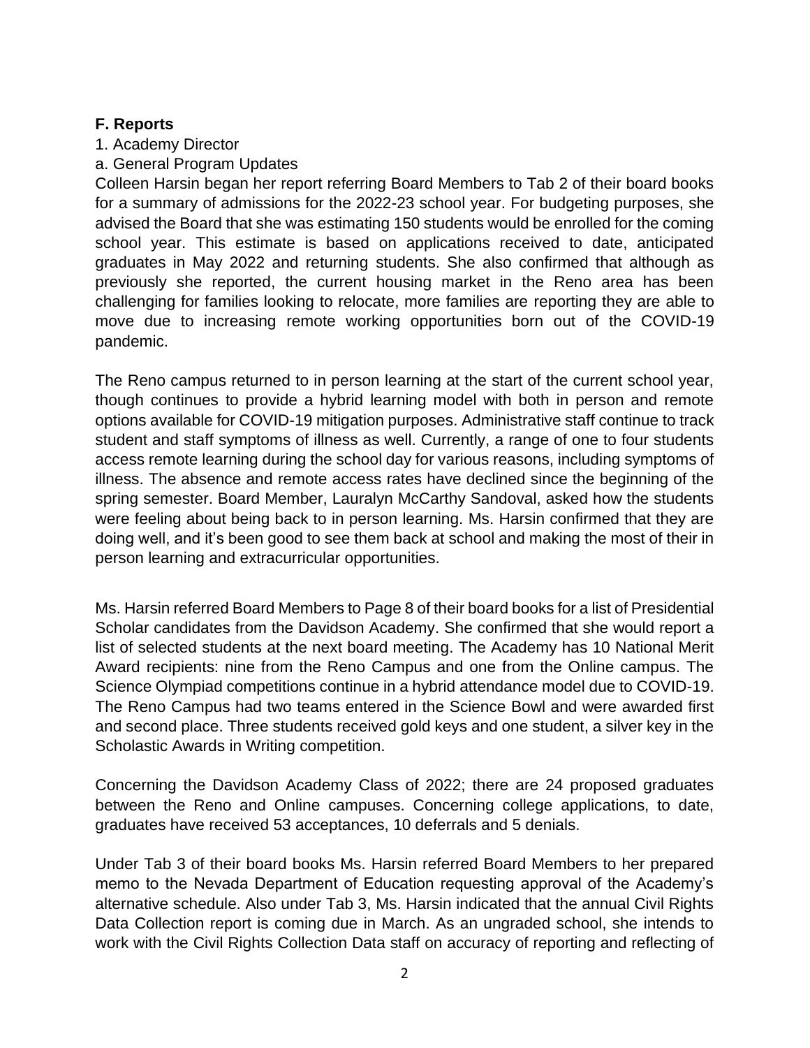**F. Reports**

1. Academy Director

a. General Program Updates

Colleen Harsin began her report referring Board Members to Tab 2 of their board books for a summary of admissions for the 2022-23 school year. For budgeting purposes, she advised the Board that she was estimating 150 students would be enrolled for the coming school year. This estimate is based on applications received to date, anticipated graduates in May 2022 and returning students. She also confirmed that although as previously she reported, the current housing market in the Reno area has been challenging for families looking to relocate, more families are reporting they are able to move due to increasing remote working opportunities born out of the COVID-19 pandemic.

The Reno campus returned to in person learning at the start of the current school year, though continues to provide a hybrid learning model with both in person and remote options available for COVID-19 mitigation purposes. Administrative staff continue to track student and staff symptoms of illness as well. Currently, a range of one to four students access remote learning during the school day for various reasons, including symptoms of illness. The absence and remote access rates have declined since the beginning of the spring semester. Board Member, Lauralyn McCarthy Sandoval, asked how the students were feeling about being back to in person learning. Ms. Harsin confirmed that they are doing well, and it's been good to see them back at school and making the most of their in person learning and extracurricular opportunities.

Ms. Harsin referred Board Members to Page 8 of their board books for a list of Presidential Scholar candidates from the Davidson Academy. She confirmed that she would report a list of selected students at the next board meeting. The Academy has 10 National Merit Award recipients: nine from the Reno Campus and one from the Online campus. The Science Olympiad competitions continue in a hybrid attendance model due to COVID-19. The Reno Campus had two teams entered in the Science Bowl and were awarded first and second place. Three students received gold keys and one student, a silver key in the Scholastic Awards in Writing competition.

Concerning the Davidson Academy Class of 2022; there are 24 proposed graduates between the Reno and Online campuses. Concerning college applications, to date, graduates have received 53 acceptances, 10 deferrals and 5 denials.

Under Tab 3 of their board books Ms. Harsin referred Board Members to her prepared memo to the Nevada Department of Education requesting approval of the Academy's alternative schedule. Also under Tab 3, Ms. Harsin indicated that the annual Civil Rights Data Collection report is coming due in March. As an ungraded school, she intends to work with the Civil Rights Collection Data staff on accuracy of reporting and reflecting of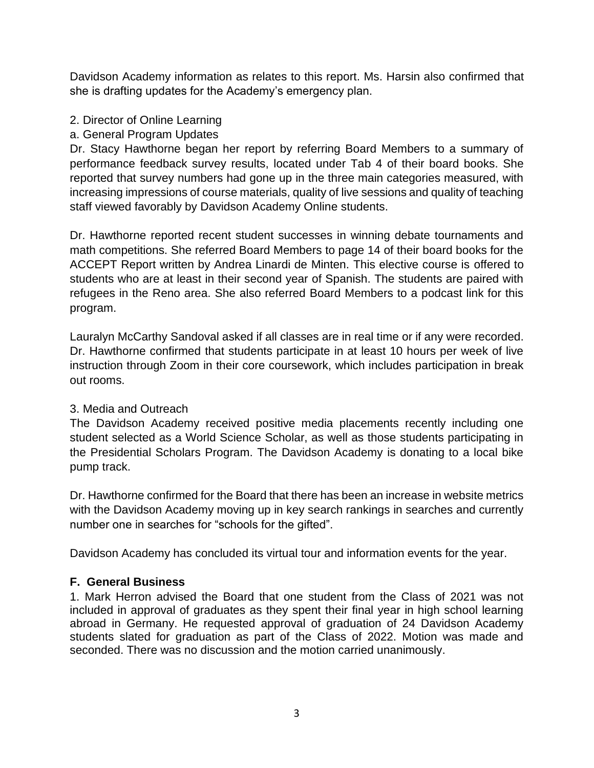Davidson Academy information as relates to this report. Ms. Harsin also confirmed that she is drafting updates for the Academy's emergency plan.

2. Director of Online Learning

a. General Program Updates

Dr. Stacy Hawthorne began her report by referring Board Members to a summary of performance feedback survey results, located under Tab 4 of their board books. She reported that survey numbers had gone up in the three main categories measured, with increasing impressions of course materials, quality of live sessions and quality of teaching staff viewed favorably by Davidson Academy Online students.

Dr. Hawthorne reported recent student successes in winning debate tournaments and math competitions. She referred Board Members to page 14 of their board books for the ACCEPT Report written by Andrea Linardi de Minten. This elective course is offered to students who are at least in their second year of Spanish. The students are paired with refugees in the Reno area. She also referred Board Members to a podcast link for this program.

Lauralyn McCarthy Sandoval asked if all classes are in real time or if any were recorded. Dr. Hawthorne confirmed that students participate in at least 10 hours per week of live instruction through Zoom in their core coursework, which includes participation in break out rooms.

3. Media and Outreach

The Davidson Academy received positive media placements recently including one student selected as a World Science Scholar, as well as those students participating in the Presidential Scholars Program. The Davidson Academy is donating to a local bike pump track.

Dr. Hawthorne confirmed for the Board that there has been an increase in website metrics with the Davidson Academy moving up in key search rankings in searches and currently number one in searches for "schools for the gifted".

Davidson Academy has concluded its virtual tour and information events for the year.

**F. General Business**

1. Mark Herron advised the Board that one student from the Class of 2021 was not included in approval of graduates as they spent their final year in high school learning abroad in Germany. He requested approval of graduation of 24 Davidson Academy students slated for graduation as part of the Class of 2022. Motion was made and seconded. There was no discussion and the motion carried unanimously.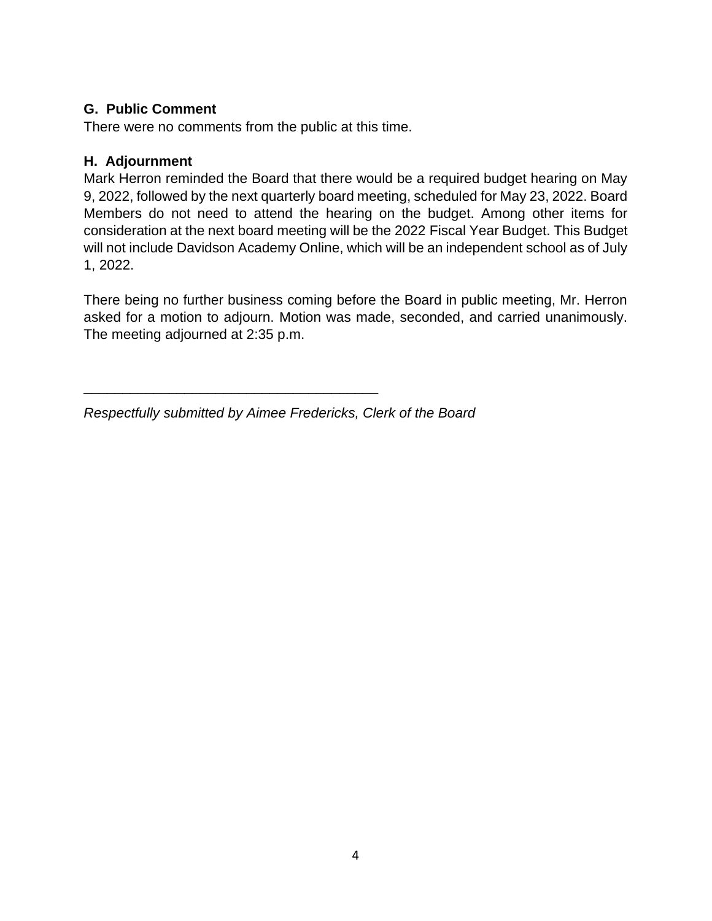**G. Public Comment**

There were no comments from the public at this time.

**H. Adjournment**

Mark Herron reminded the Board that there would be a required budget hearing on May 9, 2022, followed by the next quarterly board meeting, scheduled for May 23, 2022. Board Members do not need to attend the hearing on the budget. Among other items for consideration at the next board meeting will be the 2022 Fiscal Year Budget. This Budget will not include Davidson Academy Online, which will be an independent school as of July 1, 2022.

There being no further business coming before the Board in public meeting, Mr. Herron asked for a motion to adjourn. Motion was made, seconded, and carried unanimously. The meeting adjourned at 2:35 p.m.

______________________________________

*Respectfully submitted by Aimee Fredericks, Clerk of the Board*